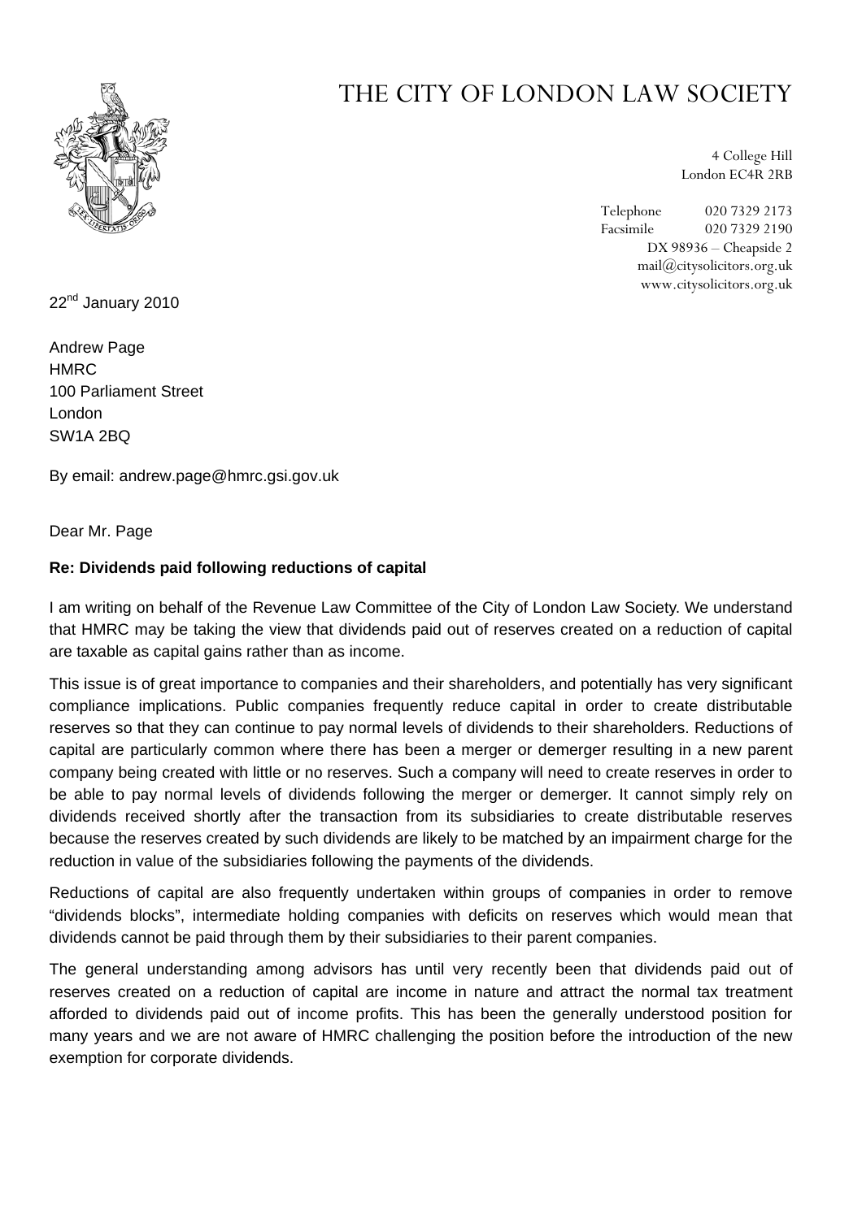# THE CITY OF LONDON LAW SOCIETY

4 College Hill
London EC4R 2RB

Telephone 020 7329 2173
Facsimile 020 7329 2190
DX 98936 – Cheapside 2
mail@citysolicitors.org.uk
www.citysolicitors.org.uk

22nd January 2010

Andrew Page
HMRC
100 Parliament Street
London
SW1A 2BQ

By email: andrew.page@hmrc.gsi.gov.uk

Dear Mr. Page

**Re: Dividends paid following reductions of capital**

I am writing on behalf of the Revenue Law Committee of the City of London Law Society. We understand that HMRC may be taking the view that dividends paid out of reserves created on a reduction of capital are taxable as capital gains rather than as income.

This issue is of great importance to companies and their shareholders, and potentially has very significant compliance implications. Public companies frequently reduce capital in order to create distributable reserves so that they can continue to pay normal levels of dividends to their shareholders. Reductions of capital are particularly common where there has been a merger or demerger resulting in a new parent company being created with little or no reserves. Such a company will need to create reserves in order to be able to pay normal levels of dividends following the merger or demerger. It cannot simply rely on dividends received shortly after the transaction from its subsidiaries to create distributable reserves because the reserves created by such dividends are likely to be matched by an impairment charge for the reduction in value of the subsidiaries following the payments of the dividends.

Reductions of capital are also frequently undertaken within groups of companies in order to remove "dividends blocks", intermediate holding companies with deficits on reserves which would mean that dividends cannot be paid through them by their subsidiaries to their parent companies.

The general understanding among advisors has until very recently been that dividends paid out of reserves created on a reduction of capital are income in nature and attract the normal tax treatment afforded to dividends paid out of income profits. This has been the generally understood position for many years and we are not aware of HMRC challenging the position before the introduction of the new exemption for corporate dividends.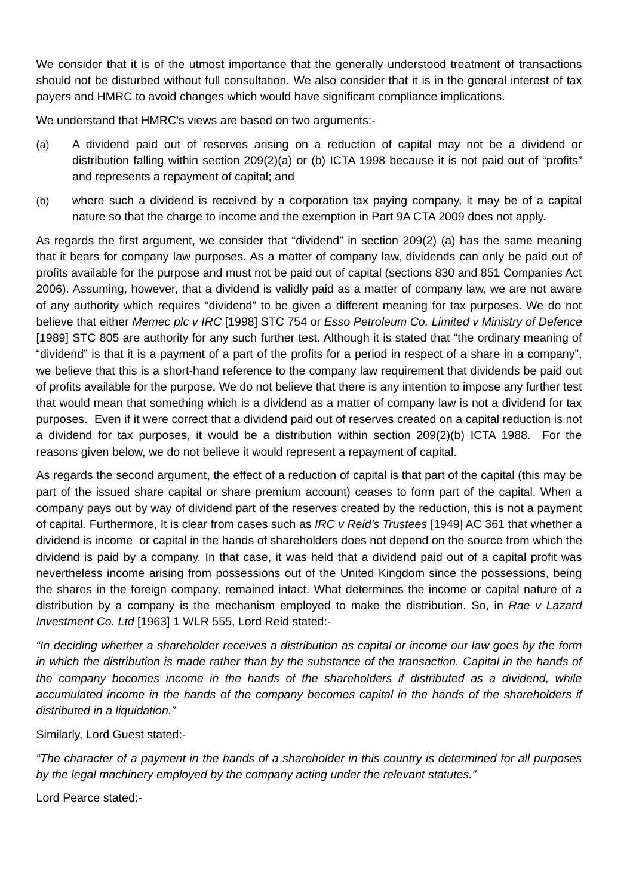We consider that it is of the utmost importance that the generally understood treatment of transactions should not be disturbed without full consultation. We also consider that it is in the general interest of tax payers and HMRC to avoid changes which would have significant compliance implications.

We understand that HMRC's views are based on two arguments:-

(a) A dividend paid out of reserves arising on a reduction of capital may not be a dividend or distribution falling within section 209(2)(a) or (b) ICTA 1998 because it is not paid out of "profits" and represents a repayment of capital; and

(b) where such a dividend is received by a corporation tax paying company, it may be of a capital nature so that the charge to income and the exemption in Part 9A CTA 2009 does not apply.

As regards the first argument, we consider that "dividend" in section 209(2) (a) has the same meaning that it bears for company law purposes. As a matter of company law, dividends can only be paid out of profits available for the purpose and must not be paid out of capital (sections 830 and 851 Companies Act 2006). Assuming, however, that a dividend is validly paid as a matter of company law, we are not aware of any authority which requires "dividend" to be given a different meaning for tax purposes. We do not believe that either *Memec plc v IRC* [1998] STC 754 or *Esso Petroleum Co. Limited v Ministry of Defence* [1989] STC 805 are authority for any such further test. Although it is stated that "the ordinary meaning of "dividend" is that it is a payment of a part of the profits for a period in respect of a share in a company", we believe that this is a short-hand reference to the company law requirement that dividends be paid out of profits available for the purpose. We do not believe that there is any intention to impose any further test that would mean that something which is a dividend as a matter of company law is not a dividend for tax purposes. Even if it were correct that a dividend paid out of reserves created on a capital reduction is not a dividend for tax purposes, it would be a distribution within section 209(2)(b) ICTA 1988. For the reasons given below, we do not believe it would represent a repayment of capital.

As regards the second argument, the effect of a reduction of capital is that part of the capital (this may be part of the issued share capital or share premium account) ceases to form part of the capital. When a company pays out by way of dividend part of the reserves created by the reduction, this is not a payment of capital. Furthermore, It is clear from cases such as *IRC v Reid's Trustees* [1949] AC 361 that whether a dividend is income or capital in the hands of shareholders does not depend on the source from which the dividend is paid by a company. In that case, it was held that a dividend paid out of a capital profit was nevertheless income arising from possessions out of the United Kingdom since the possessions, being the shares in the foreign company, remained intact. What determines the income or capital nature of a distribution by a company is the mechanism employed to make the distribution. So, in *Rae v Lazard Investment Co. Ltd* [1963] 1 WLR 555, Lord Reid stated:-

*"In deciding whether a shareholder receives a distribution as capital or income our law goes by the form in which the distribution is made rather than by the substance of the transaction. Capital in the hands of the company becomes income in the hands of the shareholders if distributed as a dividend, while accumulated income in the hands of the company becomes capital in the hands of the shareholders if distributed in a liquidation."*

Similarly, Lord Guest stated:-

*"The character of a payment in the hands of a shareholder in this country is determined for all purposes by the legal machinery employed by the company acting under the relevant statutes."*

Lord Pearce stated:-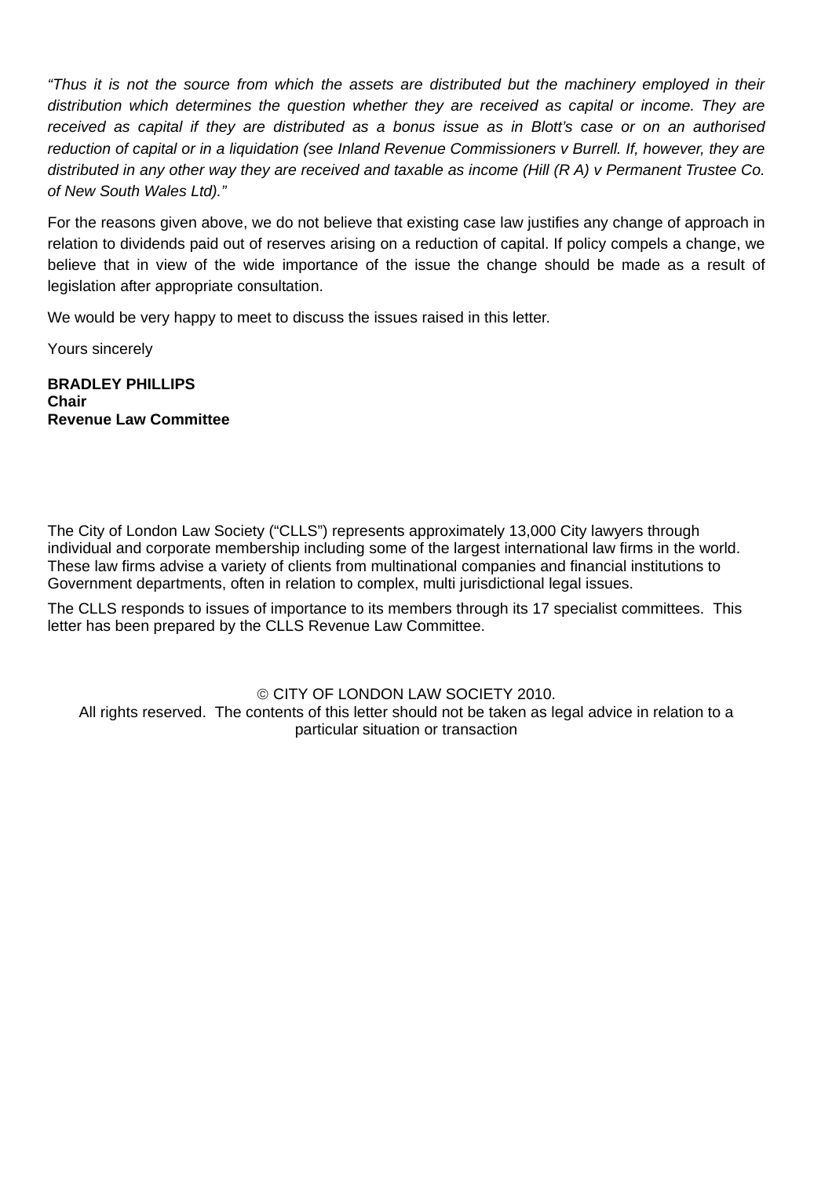*"Thus it is not the source from which the assets are distributed but the machinery employed in their distribution which determines the question whether they are received as capital or income. They are received as capital if they are distributed as a bonus issue as in Blott's case or on an authorised reduction of capital or in a liquidation (see Inland Revenue Commissioners v Burrell. If, however, they are distributed in any other way they are received and taxable as income (Hill (R A) v Permanent Trustee Co. of New South Wales Ltd)."*

For the reasons given above, we do not believe that existing case law justifies any change of approach in relation to dividends paid out of reserves arising on a reduction of capital. If policy compels a change, we believe that in view of the wide importance of the issue the change should be made as a result of legislation after appropriate consultation.

We would be very happy to meet to discuss the issues raised in this letter.

Yours sincerely

**BRADLEY PHILLIPS**
**Chair**
**Revenue Law Committee**

The City of London Law Society ("CLLS") represents approximately 13,000 City lawyers through individual and corporate membership including some of the largest international law firms in the world. These law firms advise a variety of clients from multinational companies and financial institutions to Government departments, often in relation to complex, multi jurisdictional legal issues.

The CLLS responds to issues of importance to its members through its 17 specialist committees. This letter has been prepared by the CLLS Revenue Law Committee.

© CITY OF LONDON LAW SOCIETY 2010.
All rights reserved. The contents of this letter should not be taken as legal advice in relation to a particular situation or transaction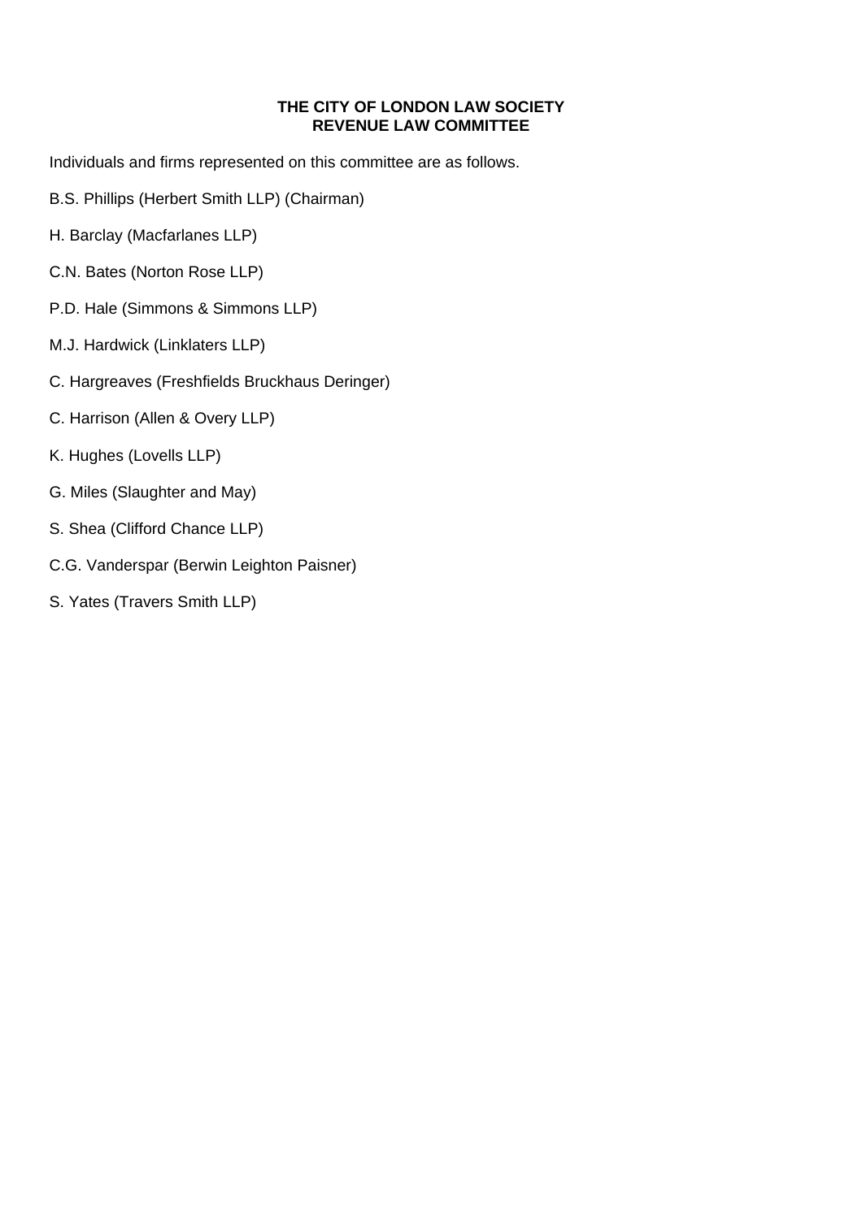**THE CITY OF LONDON LAW SOCIETY**
**REVENUE LAW COMMITTEE**

Individuals and firms represented on this committee are as follows.

B.S. Phillips (Herbert Smith LLP) (Chairman)

H. Barclay (Macfarlanes LLP)

C.N. Bates (Norton Rose LLP)

P.D. Hale (Simmons & Simmons LLP)

M.J. Hardwick (Linklaters LLP)

C. Hargreaves (Freshfields Bruckhaus Deringer)

C. Harrison (Allen & Overy LLP)

K. Hughes (Lovells LLP)

G. Miles (Slaughter and May)

S. Shea (Clifford Chance LLP)

C.G. Vanderspar (Berwin Leighton Paisner)

S. Yates (Travers Smith LLP)